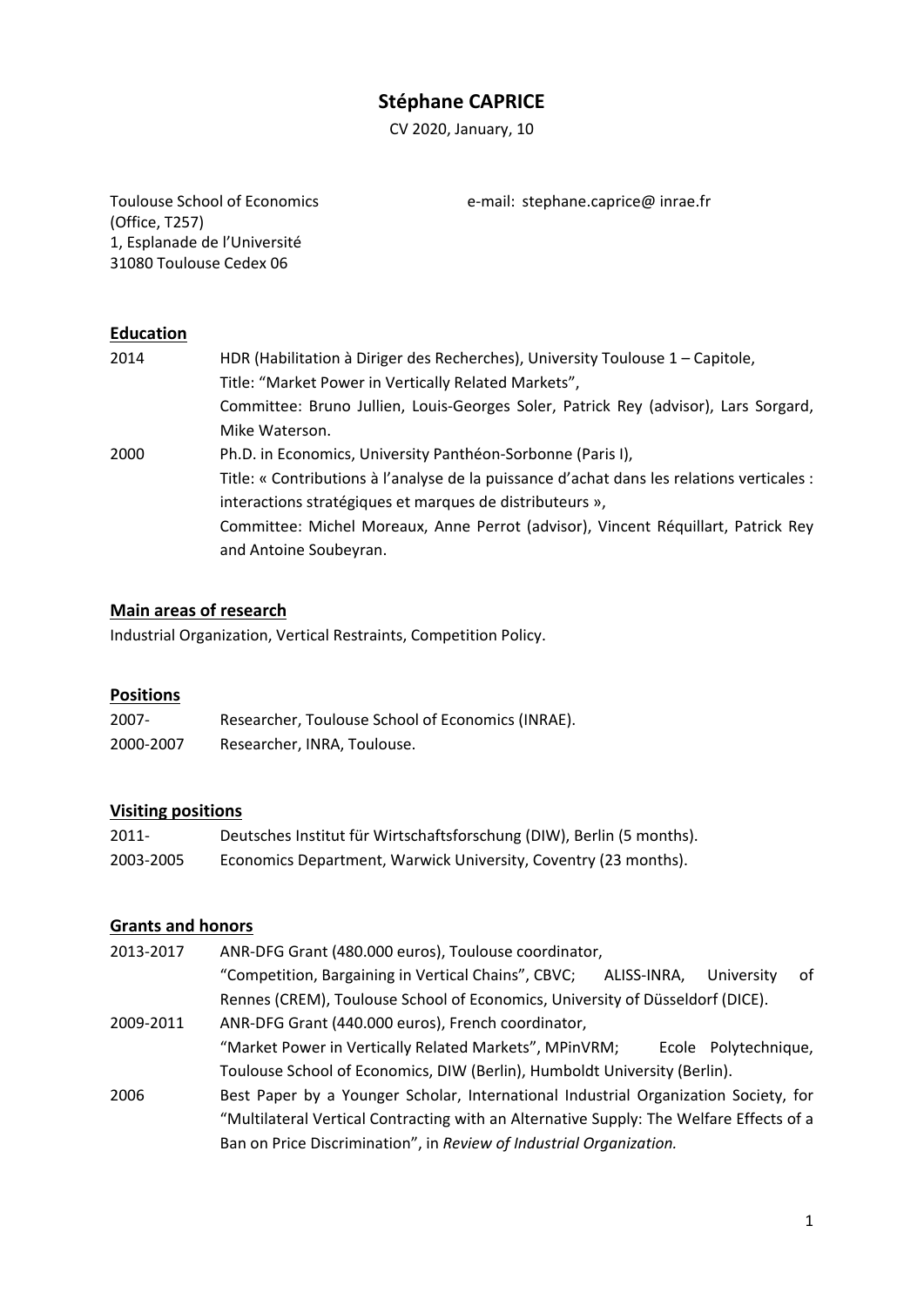# Stéphane CAPRICE

CV 2020, January, 10

Toulouse School of Economics
(Office, T257)
1, Esplanade de l'Université
31080 Toulouse Cedex 06

e-mail: stephane.caprice@ inrae.fr

## Education

| | |
|---|---|
| 2014 | HDR (Habilitation à Diriger des Recherches), University Toulouse 1 – Capitole, Title: "Market Power in Vertically Related Markets", Committee: Bruno Jullien, Louis-Georges Soler, Patrick Rey (advisor), Lars Sorgard, Mike Waterson. |
| 2000 | Ph.D. in Economics, University Panthéon-Sorbonne (Paris I), Title: « Contributions à l'analyse de la puissance d'achat dans les relations verticales : interactions stratégiques et marques de distributeurs », Committee: Michel Moreaux, Anne Perrot (advisor), Vincent Réquillart, Patrick Rey and Antoine Soubeyran. |

## Main areas of research

Industrial Organization, Vertical Restraints, Competition Policy.

## Positions

| | |
|---|---|
| 2007- | Researcher, Toulouse School of Economics (INRAE). |
| 2000-2007 | Researcher, INRA, Toulouse. |

## Visiting positions

| | |
|---|---|
| 2011- | Deutsches Institut für Wirtschaftsforschung (DIW), Berlin (5 months). |
| 2003-2005 | Economics Department, Warwick University, Coventry (23 months). |

## Grants and honors

| | |
|---|---|
| 2013-2017 | ANR-DFG Grant (480.000 euros), Toulouse coordinator, "Competition, Bargaining in Vertical Chains", CBVC; ALISS-INRA, University of Rennes (CREM), Toulouse School of Economics, University of Düsseldorf (DICE). |
| 2009-2011 | ANR-DFG Grant (440.000 euros), French coordinator, "Market Power in Vertically Related Markets", MPinVRM; Ecole Polytechnique, Toulouse School of Economics, DIW (Berlin), Humboldt University (Berlin). |
| 2006 | Best Paper by a Younger Scholar, International Industrial Organization Society, for "Multilateral Vertical Contracting with an Alternative Supply: The Welfare Effects of a Ban on Price Discrimination", in *Review of Industrial Organization.* |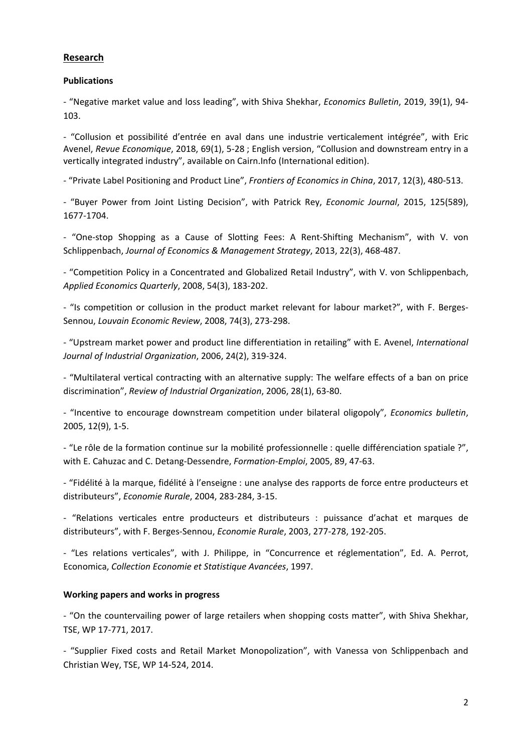## Research

### Publications

- "Negative market value and loss leading", with Shiva Shekhar, *Economics Bulletin*, 2019, 39(1), 94-103.

- "Collusion et possibilité d'entrée en aval dans une industrie verticalement intégrée", with Eric Avenel, *Revue Economique*, 2018, 69(1), 5-28 ; English version, "Collusion and downstream entry in a vertically integrated industry", available on Cairn.Info (International edition).

- "Private Label Positioning and Product Line", *Frontiers of Economics in China*, 2017, 12(3), 480-513.

- "Buyer Power from Joint Listing Decision", with Patrick Rey, *Economic Journal*, 2015, 125(589), 1677-1704.

- "One-stop Shopping as a Cause of Slotting Fees: A Rent-Shifting Mechanism", with V. von Schlippenbach, *Journal of Economics & Management Strategy*, 2013, 22(3), 468-487.

- "Competition Policy in a Concentrated and Globalized Retail Industry", with V. von Schlippenbach, *Applied Economics Quarterly*, 2008, 54(3), 183-202.

- "Is competition or collusion in the product market relevant for labour market?", with F. Berges-Sennou, *Louvain Economic Review*, 2008, 74(3), 273-298.

- "Upstream market power and product line differentiation in retailing" with E. Avenel, *International Journal of Industrial Organization*, 2006, 24(2), 319-324.

- "Multilateral vertical contracting with an alternative supply: The welfare effects of a ban on price discrimination", *Review of Industrial Organization*, 2006, 28(1), 63-80.

- "Incentive to encourage downstream competition under bilateral oligopoly", *Economics bulletin*, 2005, 12(9), 1-5.

- "Le rôle de la formation continue sur la mobilité professionnelle : quelle différenciation spatiale ?", with E. Cahuzac and C. Detang-Dessendre, *Formation-Emploi*, 2005, 89, 47-63.

- "Fidélité à la marque, fidélité à l'enseigne : une analyse des rapports de force entre producteurs et distributeurs", *Economie Rurale*, 2004, 283-284, 3-15.

- "Relations verticales entre producteurs et distributeurs : puissance d'achat et marques de distributeurs", with F. Berges-Sennou, *Economie Rurale*, 2003, 277-278, 192-205.

- "Les relations verticales", with J. Philippe, in "Concurrence et réglementation", Ed. A. Perrot, Economica, *Collection Economie et Statistique Avancées*, 1997.

### Working papers and works in progress

- "On the countervailing power of large retailers when shopping costs matter", with Shiva Shekhar, TSE, WP 17-771, 2017.

- "Supplier Fixed costs and Retail Market Monopolization", with Vanessa von Schlippenbach and Christian Wey, TSE, WP 14-524, 2014.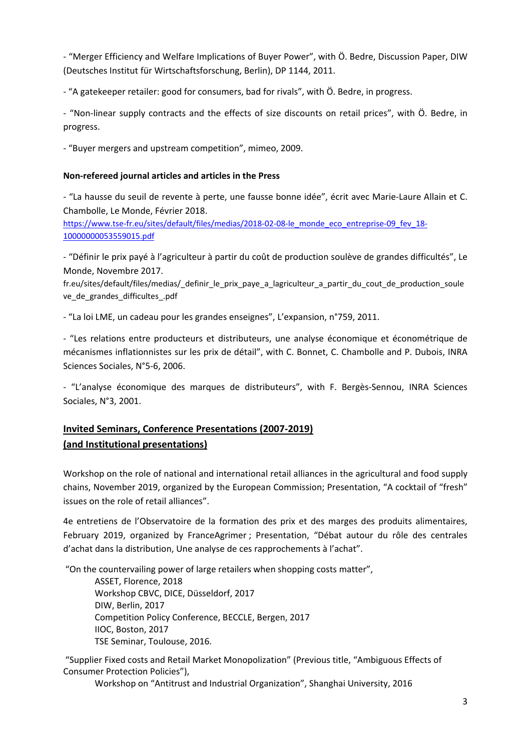- "Merger Efficiency and Welfare Implications of Buyer Power", with Ö. Bedre, Discussion Paper, DIW (Deutsches Institut für Wirtschaftsforschung, Berlin), DP 1144, 2011.

- "A gatekeeper retailer: good for consumers, bad for rivals", with Ö. Bedre, in progress.

- "Non-linear supply contracts and the effects of size discounts on retail prices", with Ö. Bedre, in progress.

- "Buyer mergers and upstream competition", mimeo, 2009.

**Non-refereed journal articles and articles in the Press**

- "La hausse du seuil de revente à perte, une fausse bonne idée", écrit avec Marie-Laure Allain et C. Chambolle, Le Monde, Février 2018.
https://www.tse-fr.eu/sites/default/files/medias/2018-02-08-le_monde_eco_entreprise-09_fev_18-10000000053559015.pdf

- "Définir le prix payé à l'agriculteur à partir du coût de production soulève de grandes difficultés", Le Monde, Novembre 2017.
fr.eu/sites/default/files/medias/_definir_le_prix_paye_a_lagriculteur_a_partir_du_cout_de_production_souleve_de_grandes_difficultes_.pdf

- "La loi LME, un cadeau pour les grandes enseignes", L'expansion, n°759, 2011.

- "Les relations entre producteurs et distributeurs, une analyse économique et économétrique de mécanismes inflationnistes sur les prix de détail", with C. Bonnet, C. Chambolle and P. Dubois, INRA Sciences Sociales, N°5-6, 2006.

- "L'analyse économique des marques de distributeurs", with F. Bergès-Sennou, INRA Sciences Sociales, N°3, 2001.

## Invited Seminars, Conference Presentations (2007-2019) (and Institutional presentations)

Workshop on the role of national and international retail alliances in the agricultural and food supply chains, November 2019, organized by the European Commission; Presentation, "A cocktail of "fresh" issues on the role of retail alliances".

4e entretiens de l'Observatoire de la formation des prix et des marges des produits alimentaires, February 2019, organized by FranceAgrimer ; Presentation, "Débat autour du rôle des centrales d'achat dans la distribution, Une analyse de ces rapprochements à l'achat".

"On the countervailing power of large retailers when shopping costs matter",
ASSET, Florence, 2018
Workshop CBVC, DICE, Düsseldorf, 2017
DIW, Berlin, 2017
Competition Policy Conference, BECCLE, Bergen, 2017
IIOC, Boston, 2017
TSE Seminar, Toulouse, 2016.

"Supplier Fixed costs and Retail Market Monopolization" (Previous title, "Ambiguous Effects of Consumer Protection Policies"),
Workshop on "Antitrust and Industrial Organization", Shanghai University, 2016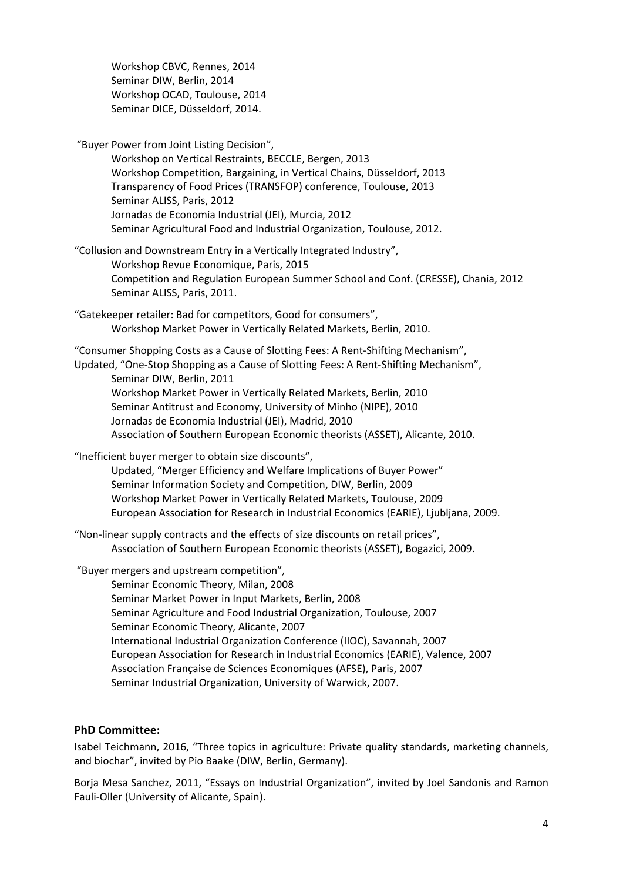Workshop CBVC, Rennes, 2014
Seminar DIW, Berlin, 2014
Workshop OCAD, Toulouse, 2014
Seminar DICE, Düsseldorf, 2014.

"Buyer Power from Joint Listing Decision",
Workshop on Vertical Restraints, BECCLE, Bergen, 2013
Workshop Competition, Bargaining, in Vertical Chains, Düsseldorf, 2013
Transparency of Food Prices (TRANSFOP) conference, Toulouse, 2013
Seminar ALISS, Paris, 2012
Jornadas de Economia Industrial (JEI), Murcia, 2012
Seminar Agricultural Food and Industrial Organization, Toulouse, 2012.

"Collusion and Downstream Entry in a Vertically Integrated Industry",
Workshop Revue Economique, Paris, 2015
Competition and Regulation European Summer School and Conf. (CRESSE), Chania, 2012
Seminar ALISS, Paris, 2011.

"Gatekeeper retailer: Bad for competitors, Good for consumers",
Workshop Market Power in Vertically Related Markets, Berlin, 2010.

"Consumer Shopping Costs as a Cause of Slotting Fees: A Rent-Shifting Mechanism",
Updated, "One-Stop Shopping as a Cause of Slotting Fees: A Rent-Shifting Mechanism",
Seminar DIW, Berlin, 2011
Workshop Market Power in Vertically Related Markets, Berlin, 2010
Seminar Antitrust and Economy, University of Minho (NIPE), 2010
Jornadas de Economia Industrial (JEI), Madrid, 2010
Association of Southern European Economic theorists (ASSET), Alicante, 2010.

"Inefficient buyer merger to obtain size discounts",
Updated, "Merger Efficiency and Welfare Implications of Buyer Power"
Seminar Information Society and Competition, DIW, Berlin, 2009
Workshop Market Power in Vertically Related Markets, Toulouse, 2009
European Association for Research in Industrial Economics (EARIE), Ljubljana, 2009.

"Non-linear supply contracts and the effects of size discounts on retail prices",
Association of Southern European Economic theorists (ASSET), Bogazici, 2009.

"Buyer mergers and upstream competition",
Seminar Economic Theory, Milan, 2008
Seminar Market Power in Input Markets, Berlin, 2008
Seminar Agriculture and Food Industrial Organization, Toulouse, 2007
Seminar Economic Theory, Alicante, 2007
International Industrial Organization Conference (IIOC), Savannah, 2007
European Association for Research in Industrial Economics (EARIE), Valence, 2007
Association Française de Sciences Economiques (AFSE), Paris, 2007
Seminar Industrial Organization, University of Warwick, 2007.

## PhD Committee:

Isabel Teichmann, 2016, "Three topics in agriculture: Private quality standards, marketing channels, and biochar", invited by Pio Baake (DIW, Berlin, Germany).

Borja Mesa Sanchez, 2011, "Essays on Industrial Organization", invited by Joel Sandonis and Ramon Fauli-Oller (University of Alicante, Spain).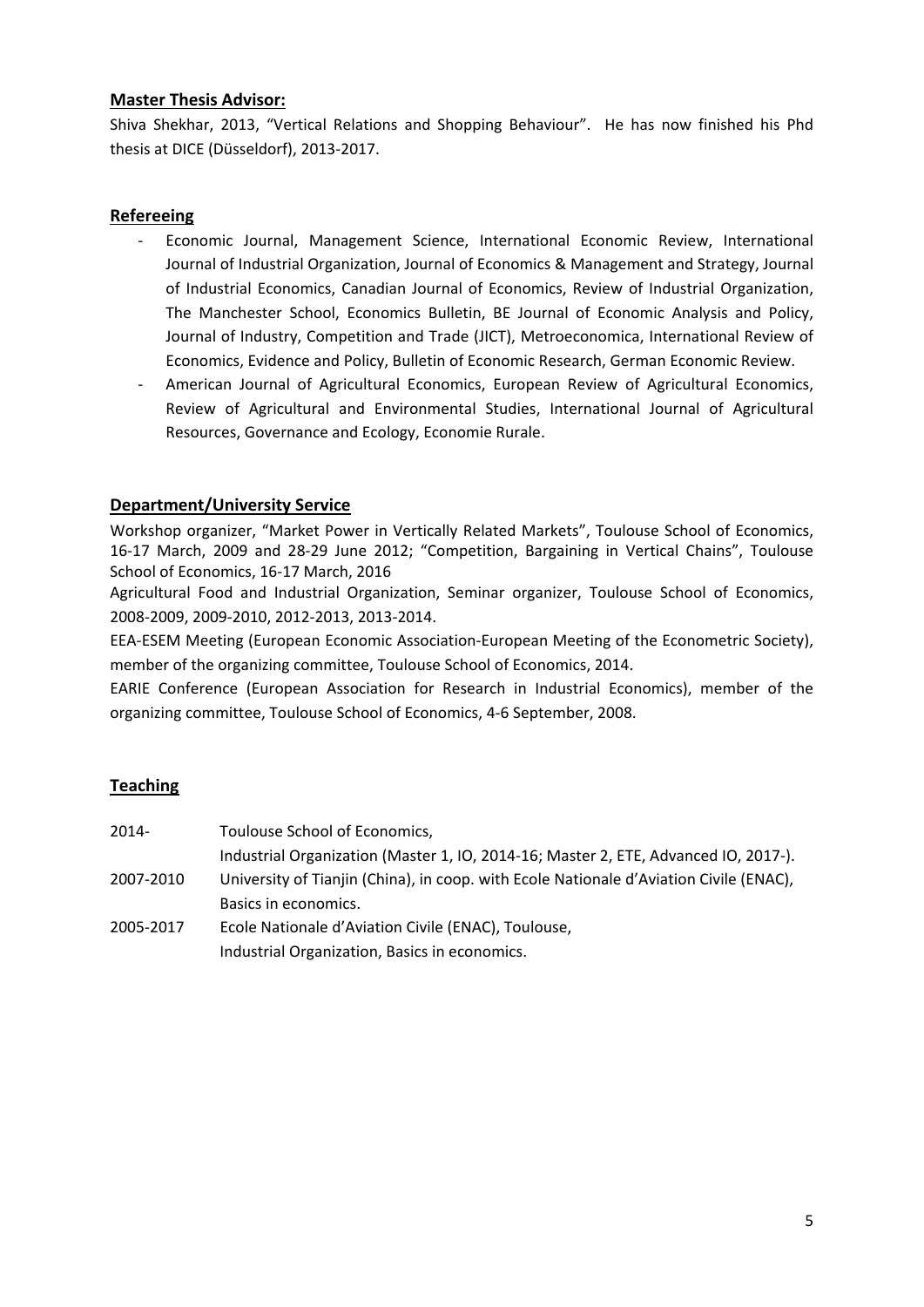## Master Thesis Advisor:

Shiva Shekhar, 2013, "Vertical Relations and Shopping Behaviour". He has now finished his Phd thesis at DICE (Düsseldorf), 2013-2017.

## Refereeing

- Economic Journal, Management Science, International Economic Review, International Journal of Industrial Organization, Journal of Economics & Management and Strategy, Journal of Industrial Economics, Canadian Journal of Economics, Review of Industrial Organization, The Manchester School, Economics Bulletin, BE Journal of Economic Analysis and Policy, Journal of Industry, Competition and Trade (JICT), Metroeconomica, International Review of Economics, Evidence and Policy, Bulletin of Economic Research, German Economic Review.
- American Journal of Agricultural Economics, European Review of Agricultural Economics, Review of Agricultural and Environmental Studies, International Journal of Agricultural Resources, Governance and Ecology, Economie Rurale.

## Department/University Service

Workshop organizer, "Market Power in Vertically Related Markets", Toulouse School of Economics, 16-17 March, 2009 and 28-29 June 2012; "Competition, Bargaining in Vertical Chains", Toulouse School of Economics, 16-17 March, 2016

Agricultural Food and Industrial Organization, Seminar organizer, Toulouse School of Economics, 2008-2009, 2009-2010, 2012-2013, 2013-2014.

EEA-ESEM Meeting (European Economic Association-European Meeting of the Econometric Society), member of the organizing committee, Toulouse School of Economics, 2014.

EARIE Conference (European Association for Research in Industrial Economics), member of the organizing committee, Toulouse School of Economics, 4-6 September, 2008.

## Teaching

| | |
|---|---|
| 2014- | Toulouse School of Economics, Industrial Organization (Master 1, IO, 2014-16; Master 2, ETE, Advanced IO, 2017-). |
| 2007-2010 | University of Tianjin (China), in coop. with Ecole Nationale d'Aviation Civile (ENAC), Basics in economics. |
| 2005-2017 | Ecole Nationale d'Aviation Civile (ENAC), Toulouse, Industrial Organization, Basics in economics. |